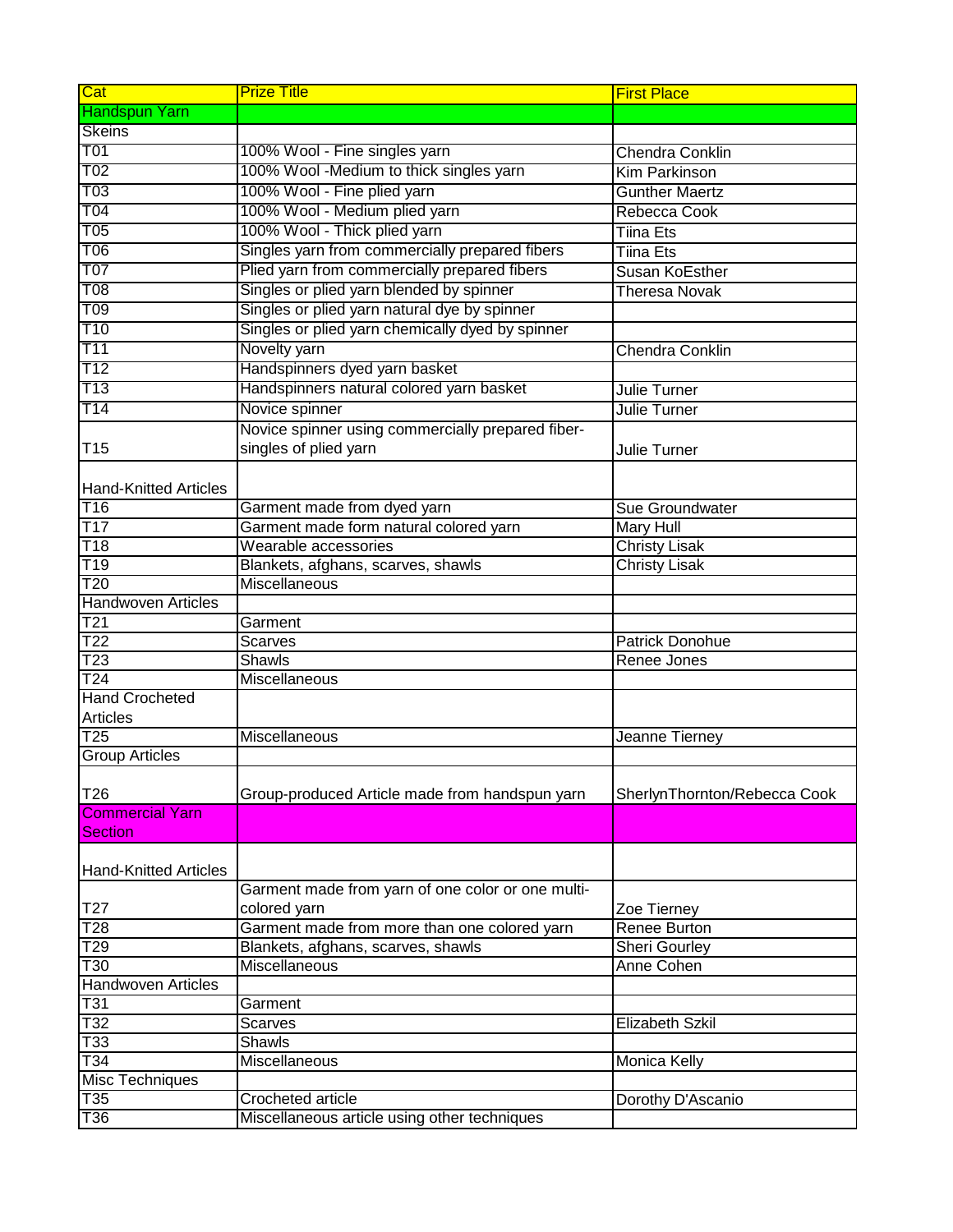| Cat | Prize Title | First Place |
|---|---|---|
| Handspun Yarn | | |
| Skeins | | |
| T01 | 100% Wool - Fine singles yarn | Chendra Conklin |
| T02 | 100% Wool -Medium to thick singles yarn | Kim Parkinson |
| T03 | 100% Wool - Fine plied yarn | Gunther Maertz |
| T04 | 100% Wool - Medium plied yarn | Rebecca Cook |
| T05 | 100% Wool - Thick plied yarn | Tiina Ets |
| T06 | Singles yarn from commercially prepared fibers | Tiina Ets |
| T07 | Plied yarn from commercially prepared fibers | Susan KoEsther |
| T08 | Singles or plied yarn blended by spinner | Theresa Novak |
| T09 | Singles or plied yarn natural dye by spinner | |
| T10 | Singles or plied yarn chemically dyed by spinner | |
| T11 | Novelty yarn | Chendra Conklin |
| T12 | Handspinners dyed yarn basket | |
| T13 | Handspinners natural colored yarn basket | Julie Turner |
| T14 | Novice spinner | Julie Turner |
| T15 | Novice spinner using commercially prepared fiber-singles of plied yarn | Julie Turner |
| Hand-Knitted Articles | | |
| T16 | Garment made from dyed yarn | Sue Groundwater |
| T17 | Garment made form natural colored yarn | Mary Hull |
| T18 | Wearable accessories | Christy Lisak |
| T19 | Blankets, afghans, scarves, shawls | Christy Lisak |
| T20 | Miscellaneous | |
| Handwoven Articles | | |
| T21 | Garment | |
| T22 | Scarves | Patrick Donohue |
| T23 | Shawls | Renee Jones |
| T24 | Miscellaneous | |
| Hand Crocheted Articles | | |
| T25 | Miscellaneous | Jeanne Tierney |
| Group Articles | | |
| T26 | Group-produced Article made from handspun yarn | SherlynThornton/Rebecca Cook |
| Commercial Yarn Section | | |
| Hand-Knitted Articles | | |
| T27 | Garment made from yarn of one color or one multi-colored yarn | Zoe Tierney |
| T28 | Garment made from more than one colored yarn | Renee Burton |
| T29 | Blankets, afghans, scarves, shawls | Sheri Gourley |
| T30 | Miscellaneous | Anne Cohen |
| Handwoven Articles | | |
| T31 | Garment | |
| T32 | Scarves | Elizabeth Szkil |
| T33 | Shawls | |
| T34 | Miscellaneous | Monica Kelly |
| Misc Techniques | | |
| T35 | Crocheted article | Dorothy D'Ascanio |
| T36 | Miscellaneous article using other techniques | |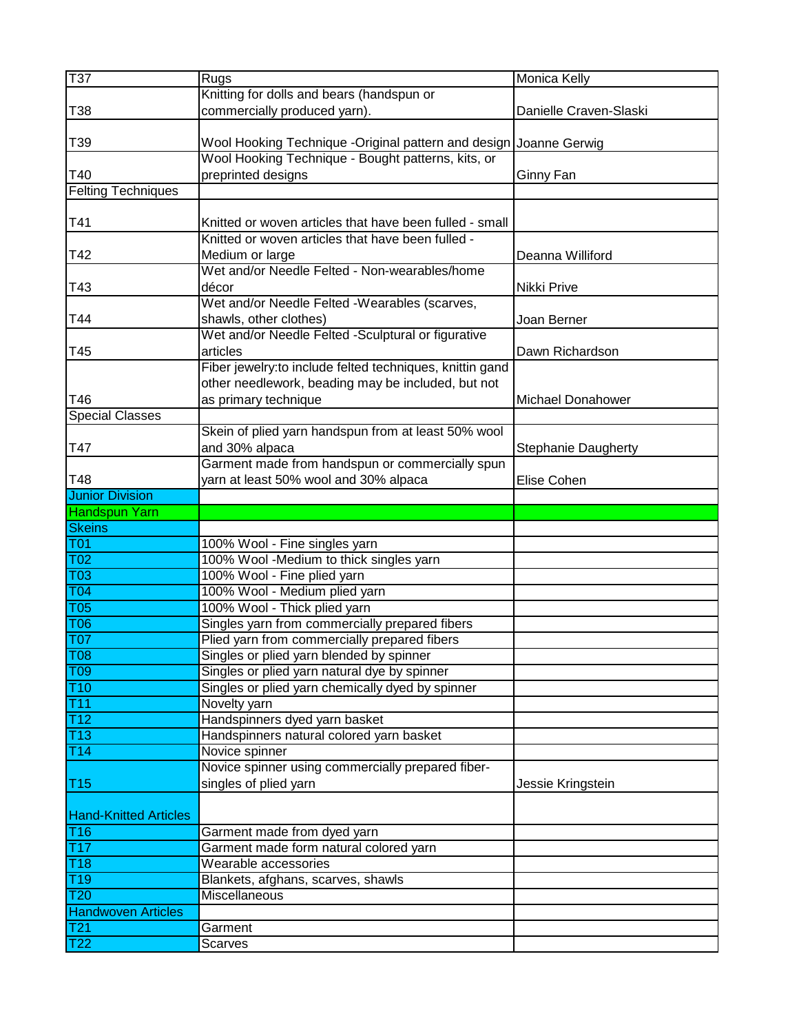| | | |
|---|---|---|
| T37 | Rugs | Monica Kelly |
| T38 | Knitting for dolls and bears (handspun or commercially produced yarn). | Danielle Craven-Slaski |
| T39 | Wool Hooking Technique -Original pattern and design | Joanne Gerwig |
| T40 | Wool Hooking Technique - Bought patterns, kits, or preprinted designs | Ginny Fan |
| Felting Techniques | | |
| T41 | Knitted or woven articles that have been fulled - small | |
| T42 | Knitted or woven articles that have been fulled - Medium or large | Deanna Williford |
| T43 | Wet and/or Needle Felted - Non-wearables/home décor | Nikki Prive |
| T44 | Wet and/or Needle Felted -Wearables (scarves, shawls, other clothes) | Joan Berner |
| T45 | Wet and/or Needle Felted -Sculptural or figurative articles | Dawn Richardson |
| T46 | Fiber jewelry:to include felted techniques, knittin gand other needlework, beading may be included, but not as primary technique | Michael Donahower |
| Special Classes | | |
| T47 | Skein of plied yarn handspun from at least 50% wool and 30% alpaca | Stephanie Daugherty |
| T48 | Garment made from handspun or commercially spun yarn at least 50% wool and 30% alpaca | Elise Cohen |
| Junior Division | | |
| Handspun Yarn | | |
| Skeins | | |
| T01 | 100% Wool - Fine singles yarn | |
| T02 | 100% Wool -Medium to thick singles yarn | |
| T03 | 100% Wool - Fine plied yarn | |
| T04 | 100% Wool - Medium plied yarn | |
| T05 | 100% Wool - Thick plied yarn | |
| T06 | Singles yarn from commercially prepared fibers | |
| T07 | Plied yarn from commercially prepared fibers | |
| T08 | Singles or plied yarn blended by spinner | |
| T09 | Singles or plied yarn natural dye by spinner | |
| T10 | Singles or plied yarn chemically dyed by spinner | |
| T11 | Novelty yarn | |
| T12 | Handspinners dyed yarn basket | |
| T13 | Handspinners natural colored yarn basket | |
| T14 | Novice spinner | |
| T15 | Novice spinner using commercially prepared fiber- singles of plied yarn | Jessie Kringstein |
| Hand-Knitted Articles | | |
| T16 | Garment made from dyed yarn | |
| T17 | Garment made form natural colored yarn | |
| T18 | Wearable accessories | |
| T19 | Blankets, afghans, scarves, shawls | |
| T20 | Miscellaneous | |
| Handwoven Articles | | |
| T21 | Garment | |
| T22 | Scarves | |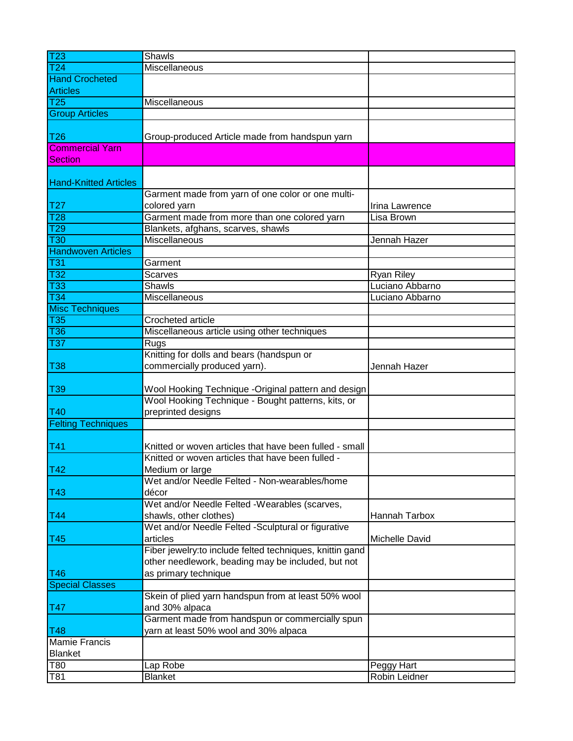| | | |
|---|---|---|
| T23 | Shawls | |
| T24 | Miscellaneous | |
| Hand Crocheted Articles | | |
| T25 | Miscellaneous | |
| Group Articles | | |
| T26 | Group-produced Article made from handspun yarn | |
| Commercial Yarn Section | | |
| Hand-Knitted Articles | | |
| T27 | Garment made from yarn of one color or one multi-colored yarn | Irina Lawrence |
| T28 | Garment made from more than one colored yarn | Lisa Brown |
| T29 | Blankets, afghans, scarves, shawls | |
| T30 | Miscellaneous | Jennah Hazer |
| Handwoven Articles | | |
| T31 | Garment | |
| T32 | Scarves | Ryan Riley |
| T33 | Shawls | Luciano Abbarno |
| T34 | Miscellaneous | Luciano Abbarno |
| Misc Techniques | | |
| T35 | Crocheted article | |
| T36 | Miscellaneous article using other techniques | |
| T37 | Rugs | |
| T38 | Knitting for dolls and bears (handspun or commercially produced yarn). | Jennah Hazer |
| T39 | Wool Hooking Technique -Original pattern and design | |
| T40 | Wool Hooking Technique - Bought patterns, kits, or preprinted designs | |
| Felting Techniques | | |
| T41 | Knitted or woven articles that have been fulled - small | |
| T42 | Knitted or woven articles that have been fulled - Medium or large | |
| T43 | Wet and/or Needle Felted - Non-wearables/home décor | |
| T44 | Wet and/or Needle Felted -Wearables (scarves, shawls, other clothes) | Hannah Tarbox |
| T45 | Wet and/or Needle Felted -Sculptural or figurative articles | Michelle David |
| T46 | Fiber jewelry:to include felted techniques, knittin gand other needlework, beading may be included, but not as primary technique | |
| Special Classes | | |
| T47 | Skein of plied yarn handspun from at least 50% wool and 30% alpaca | |
| T48 | Garment made from handspun or commercially spun yarn at least 50% wool and 30% alpaca | |
| Mamie Francis Blanket | | |
| T80 | Lap Robe | Peggy Hart |
| T81 | Blanket | Robin Leidner |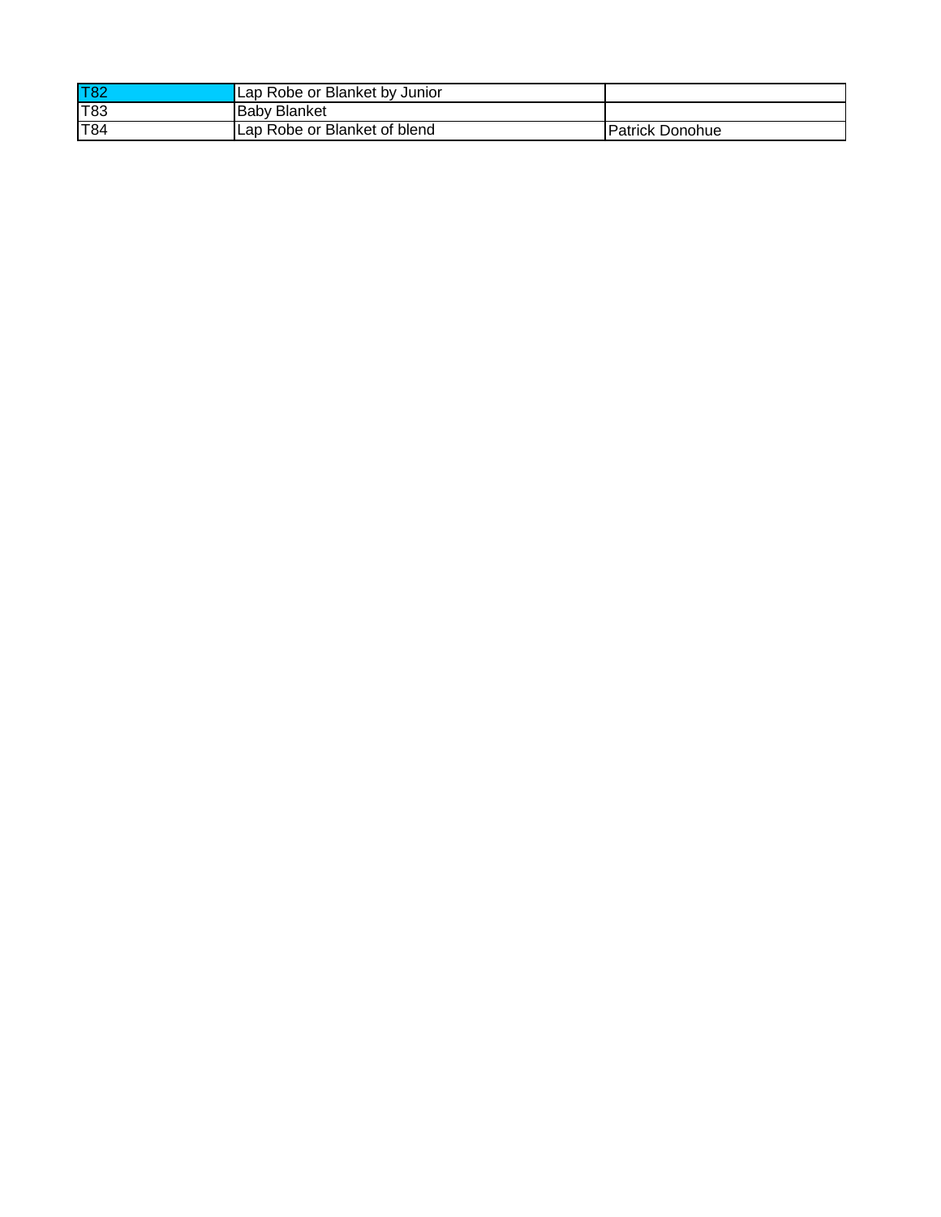| T82 | Lap Robe or Blanket by Junior | |
|---|---|---|
| T83 | Baby Blanket | |
| T84 | Lap Robe or Blanket of blend | Patrick Donohue |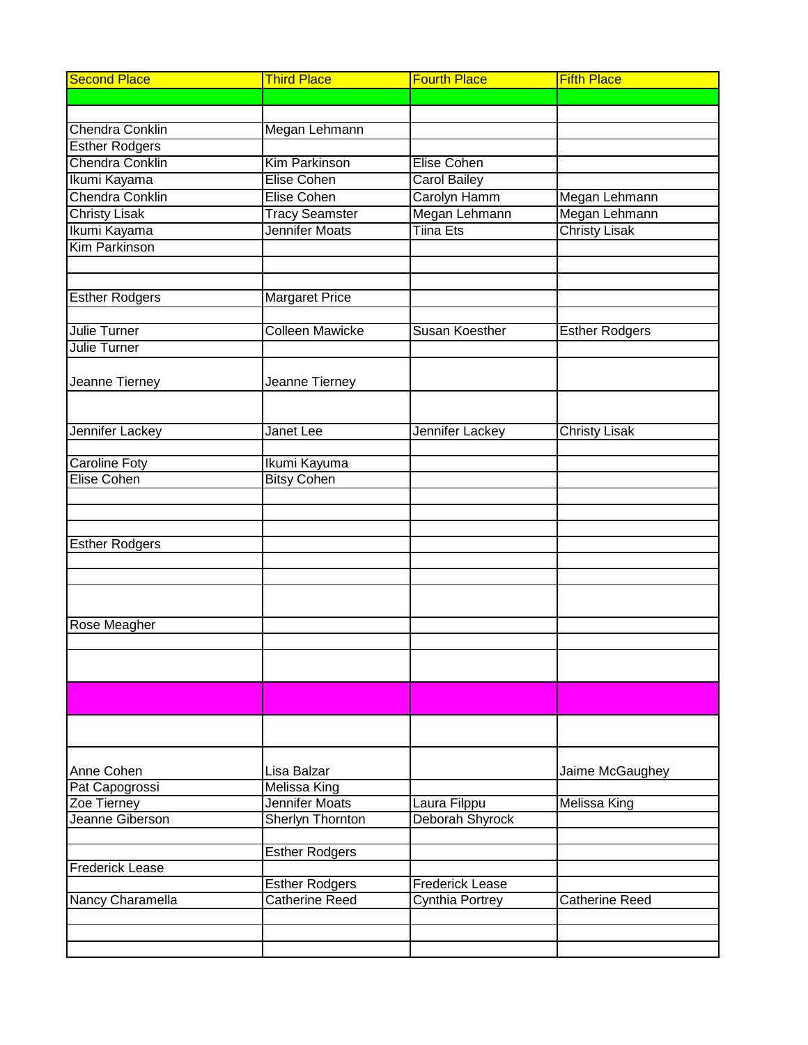| Second Place | Third Place | Fourth Place | Fifth Place |
|---|---|---|---|
| | | | |
| | | | |
| Chendra Conklin | Megan Lehmann | | |
| Esther Rodgers | | | |
| Chendra Conklin | Kim Parkinson | Elise Cohen | |
| Ikumi Kayama | Elise Cohen | Carol Bailey | |
| Chendra Conklin | Elise Cohen | Carolyn Hamm | Megan Lehmann |
| Christy Lisak | Tracy Seamster | Megan Lehmann | Megan Lehmann |
| Ikumi Kayama | Jennifer Moats | Tiina Ets | Christy Lisak |
| Kim Parkinson | | | |
| | | | |
| | | | |
| Esther Rodgers | Margaret Price | | |
| | | | |
| Julie Turner | Colleen Mawicke | Susan Koesther | Esther Rodgers |
| Julie Turner | | | |
| Jeanne Tierney | Jeanne Tierney | | |
| | | | |
| Jennifer Lackey | Janet Lee | Jennifer Lackey | Christy Lisak |
| | | | |
| Caroline Foty | Ikumi Kayuma | | |
| Elise Cohen | Bitsy Cohen | | |
| | | | |
| | | | |
| | | | |
| Esther Rodgers | | | |
| | | | |
| | | | |
| | | | |
| Rose Meagher | | | |
| | | | |
| | | | |
| | | | |
| | | | |
| Anne Cohen | Lisa Balzar | | Jaime McGaughey |
| Pat Capogrossi | Melissa King | | |
| Zoe Tierney | Jennifer Moats | Laura Filppu | Melissa King |
| Jeanne Giberson | Sherlyn Thornton | Deborah Shyrock | |
| | | | |
| | Esther Rodgers | | |
| Frederick Lease | | | |
| | Esther Rodgers | Frederick Lease | |
| Nancy Charamella | Catherine Reed | Cynthia Portrey | Catherine Reed |
| | | | |
| | | | |
| | | | |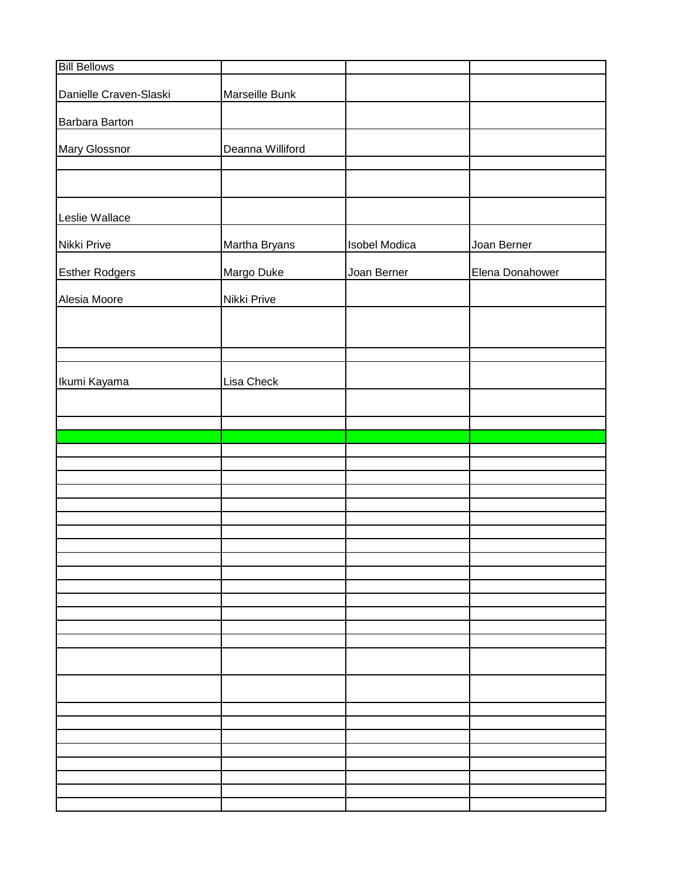| | | | |
|---|---|---|---|
| Bill Bellows | | | |
| Danielle Craven-Slaski | Marseille Bunk | | |
| Barbara Barton | | | |
| Mary Glossnor | Deanna Williford | | |
| | | | |
| | | | |
| Leslie Wallace | | | |
| Nikki Prive | Martha Bryans | Isobel Modica | Joan Berner |
| Esther Rodgers | Margo Duke | Joan Berner | Elena Donahower |
| Alesia Moore | Nikki Prive | | |
| | | | |
| | | | |
| Ikumi Kayama | Lisa Check | | |
| | | | |
| | | | |
| | | | |
| | | | |
| | | | |
| | | | |
| | | | |
| | | | |
| | | | |
| | | | |
| | | | |
| | | | |
| | | | |
| | | | |
| | | | |
| | | | |
| | | | |
| | | | |
| | | | |
| | | | |
| | | | |
| | | | |
| | | | |
| | | | |
| | | | |
| | | | |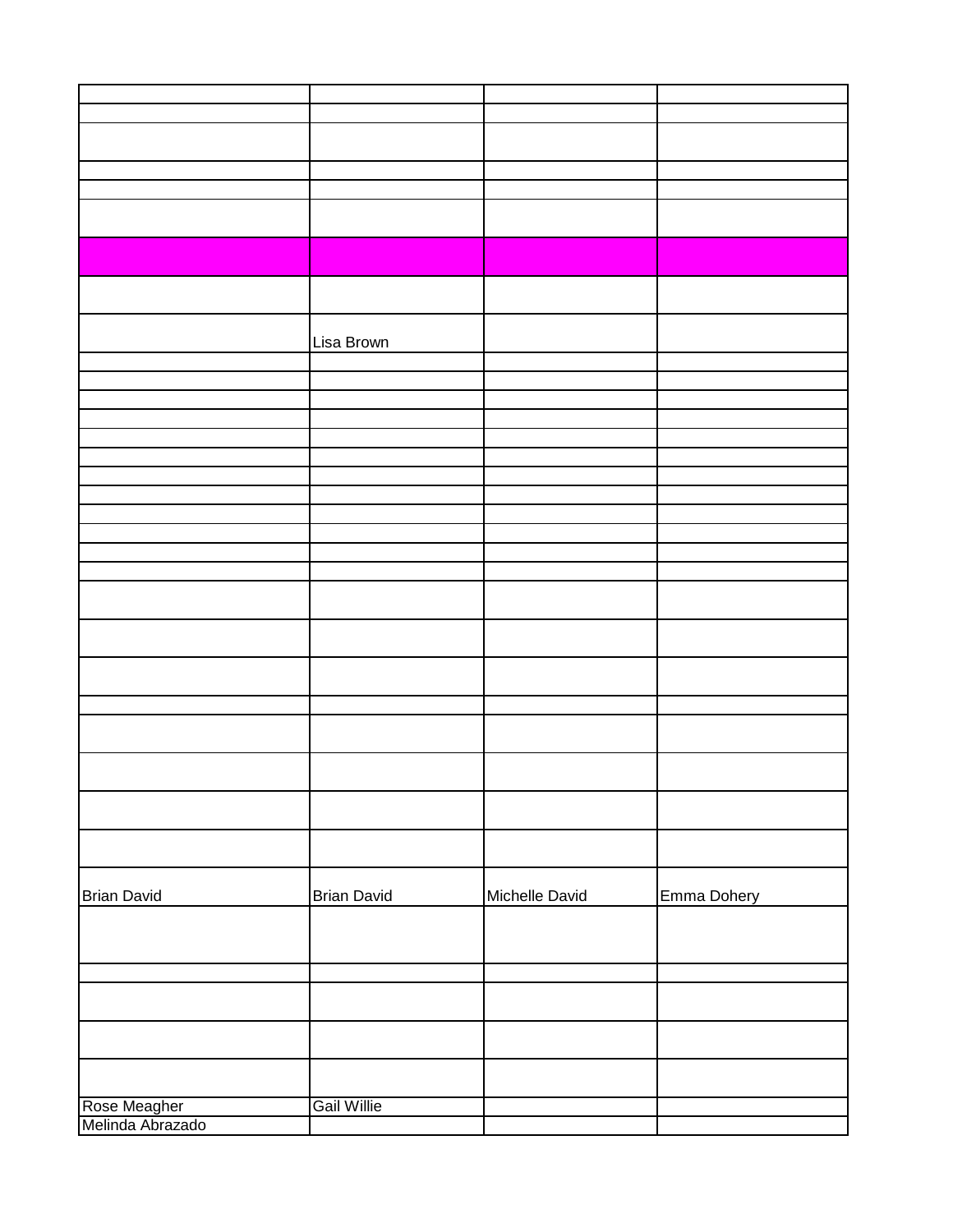| | | | |
|---|---|---|---|
| | | | |
| | | | |
| | | | |
| | | | |
| | | | |
| | | | |
| | | | |
| | Lisa Brown | | |
| | | | |
| | | | |
| | | | |
| | | | |
| | | | |
| | | | |
| | | | |
| | | | |
| | | | |
| | | | |
| | | | |
| | | | |
| | | | |
| | | | |
| | | | |
| | | | |
| | | | |
| | | | |
| | | | |
| Brian David | Brian David | Michelle David | Emma Dohery |
| | | | |
| | | | |
| | | | |
| | | | |
| | | | |
| Rose Meagher | Gail Willie | | |
| Melinda Abrazado | | | |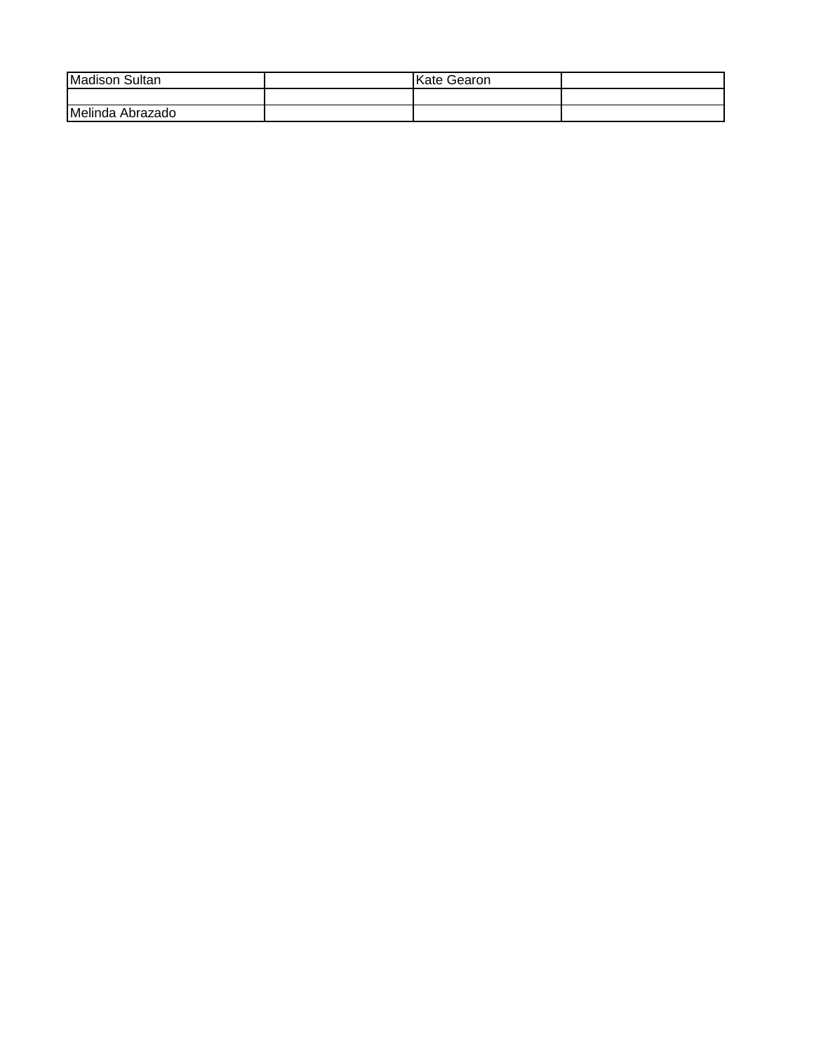| Madison Sultan | | Kate Gearon | |
|---|---|---|---|
| | | | |
| Melinda Abrazado | | | |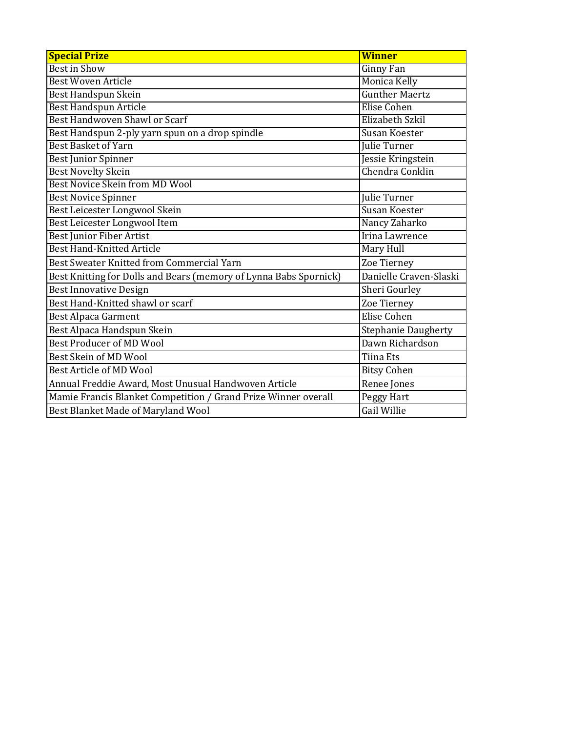| Special Prize | Winner |
|---|---|
| Best in Show | Ginny Fan |
| Best Woven Article | Monica Kelly |
| Best Handspun Skein | Gunther Maertz |
| Best Handspun Article | Elise Cohen |
| Best Handwoven Shawl or Scarf | Elizabeth Szkil |
| Best Handspun 2-ply yarn spun on a drop spindle | Susan Koester |
| Best Basket of Yarn | Julie Turner |
| Best Junior Spinner | Jessie Kringstein |
| Best Novelty Skein | Chendra Conklin |
| Best Novice Skein from MD Wool | |
| Best Novice Spinner | Julie Turner |
| Best Leicester Longwool Skein | Susan Koester |
| Best Leicester Longwool Item | Nancy Zaharko |
| Best Junior Fiber Artist | Irina Lawrence |
| Best Hand-Knitted Article | Mary Hull |
| Best Sweater Knitted from Commercial Yarn | Zoe Tierney |
| Best Knitting for Dolls and Bears (memory of Lynna Babs Spornick) | Danielle Craven-Slaski |
| Best Innovative Design | Sheri Gourley |
| Best Hand-Knitted shawl or scarf | Zoe Tierney |
| Best Alpaca Garment | Elise Cohen |
| Best Alpaca Handspun Skein | Stephanie Daugherty |
| Best Producer of MD Wool | Dawn Richardson |
| Best Skein of MD Wool | Tiina Ets |
| Best Article of MD Wool | Bitsy Cohen |
| Annual Freddie Award, Most Unusual Handwoven Article | Renee Jones |
| Mamie Francis Blanket Competition / Grand Prize Winner overall | Peggy Hart |
| Best Blanket Made of Maryland Wool | Gail Willie |